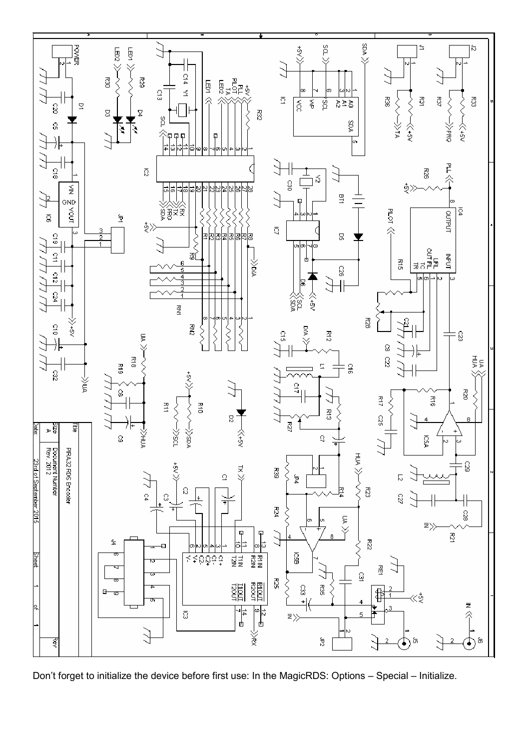| Title | |
|---|---|
| PIRA32 RDS Encoder | |
| Size: A | Document Number: Rev. 2012 |
| Date: 23rd of September 2015 | Sheet 1 of 1 |

Don't forget to initialize the device before first use: In the MagicRDS: Options – Special – Initialize.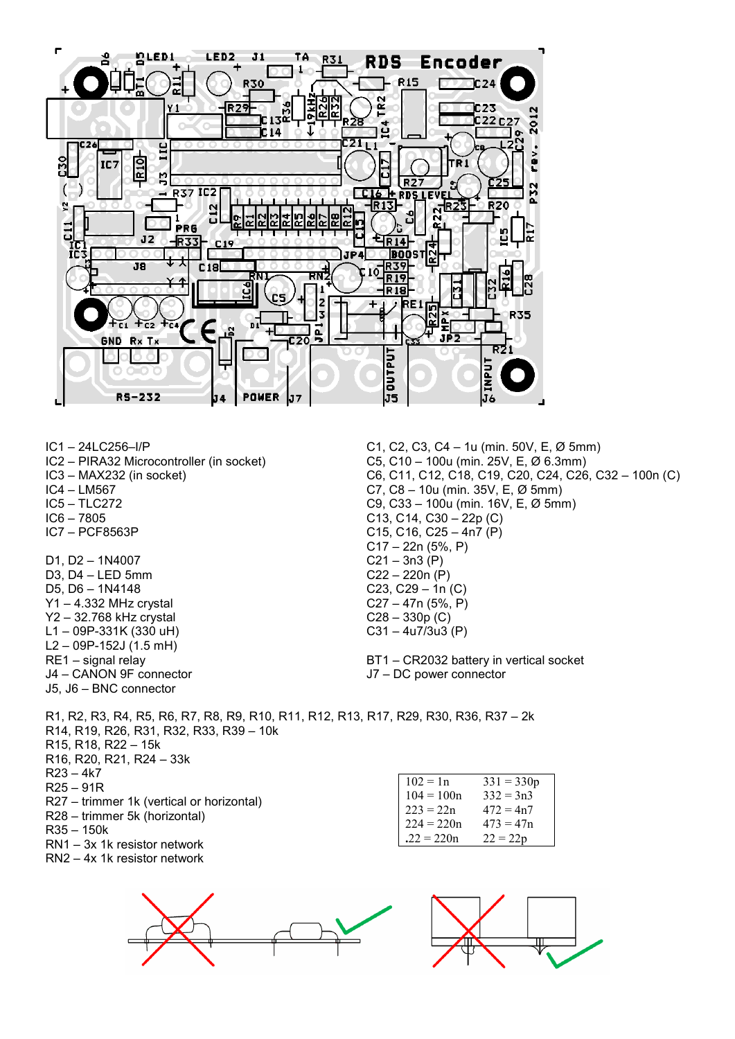IC1 – 24LC256–I/P
IC2 – PIRA32 Microcontroller (in socket)
IC3 – MAX232 (in socket)
IC4 – LM567
IC5 – TLC272
IC6 – 7805
IC7 – PCF8563P

D1, D2 – 1N4007
D3, D4 – LED 5mm
D5, D6 – 1N4148
Y1 – 4.332 MHz crystal
Y2 – 32.768 kHz crystal
L1 – 09P-331K (330 uH)
L2 – 09P-152J (1.5 mH)
RE1 – signal relay
J4 – CANON 9F connector
J5, J6 – BNC connector

C1, C2, C3, C4 – 1u (min. 50V, E, Ø 5mm)
C5, C10 – 100u (min. 25V, E, Ø 6.3mm)
C6, C11, C12, C18, C19, C20, C24, C26, C32 – 100n (C)
C7, C8 – 10u (min. 35V, E, Ø 5mm)
C9, C33 – 100u (min. 16V, E, Ø 5mm)
C13, C14, C30 – 22p (C)
C15, C16, C25 – 4n7 (P)
C17 – 22n (5%, P)
C21 – 3n3 (P)
C22 – 220n (P)
C23, C29 – 1n (C)
C27 – 47n (5%, P)
C28 – 330p (C)
C31 – 4u7/3u3 (P)

BT1 – CR2032 battery in vertical socket
J7 – DC power connector

R1, R2, R3, R4, R5, R6, R7, R8, R9, R10, R11, R12, R13, R17, R29, R30, R36, R37 – 2k
R14, R19, R26, R31, R32, R33, R39 – 10k
R15, R18, R22 – 15k
R16, R20, R21, R24 – 33k
R23 – 4k7
R25 – 91R
R27 – trimmer 1k (vertical or horizontal)
R28 – trimmer 5k (horizontal)
R35 – 150k
RN1 – 3x 1k resistor network
RN2 – 4x 1k resistor network

| | |
|---|---|
| 102 = 1n | 331 = 330p |
| 104 = 100n | 332 = 3n3 |
| 223 = 22n | 472 = 4n7 |
| 224 = 220n | 473 = 47n |
| .22 = 220n | 22 = 22p |